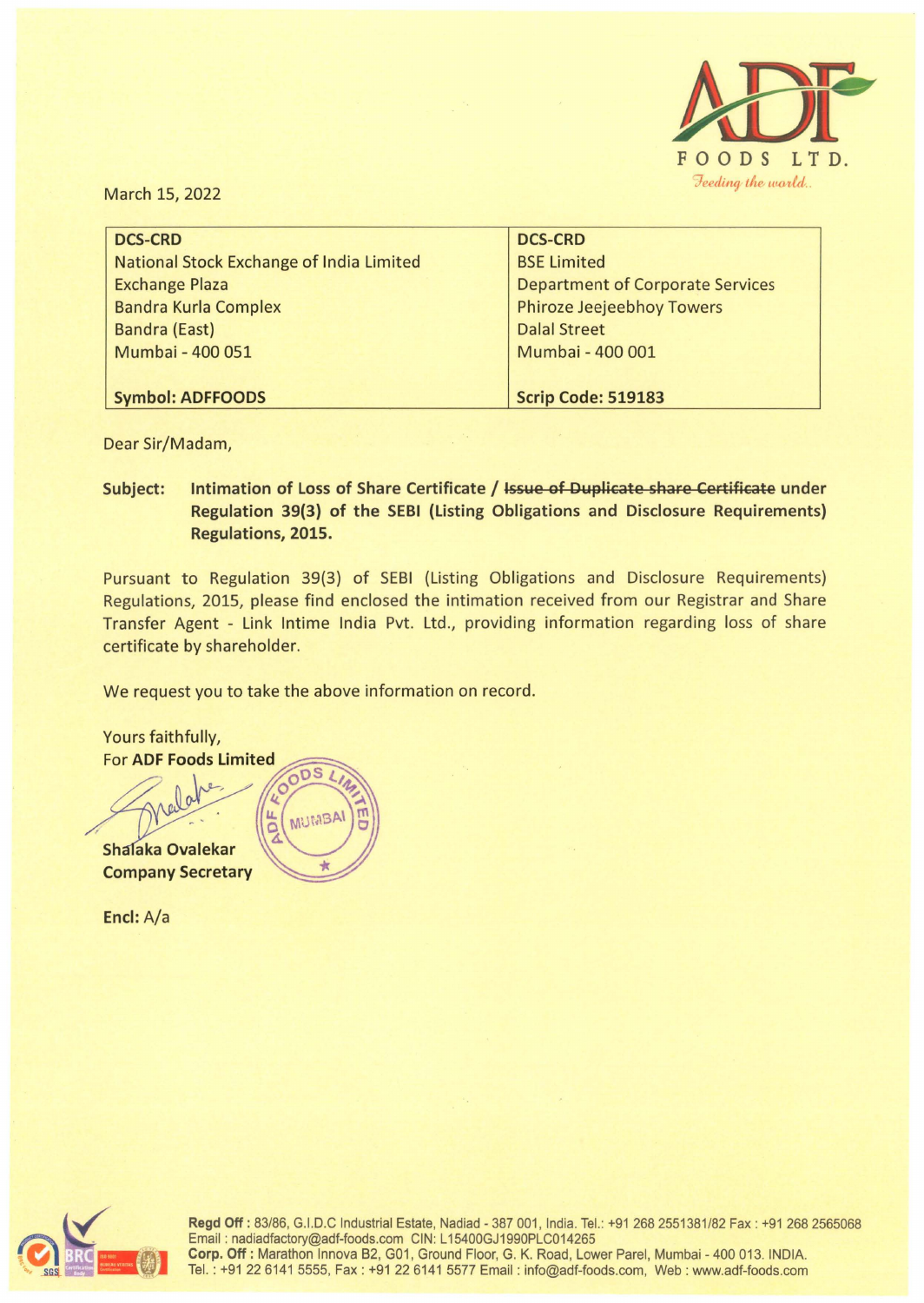March 15, 2022

| DCS-CRD | DCS-CRD |
|---|---|
| National Stock Exchange of India Limited | BSE Limited |
| Exchange Plaza | Department of Corporate Services |
| Bandra Kurla Complex | Phiroze Jeejeebhoy Towers |
| Bandra (East) | Dalal Street |
| Mumbai - 400 051 | Mumbai - 400 001 |
| **Symbol: ADFFOODS** | **Scrip Code: 519183** |

Dear Sir/Madam,

**Subject: Intimation of Loss of Share Certificate / ~~Issue of Duplicate share Certificate~~ under Regulation 39(3) of the SEBI (Listing Obligations and Disclosure Requirements) Regulations, 2015.**

Pursuant to Regulation 39(3) of SEBI (Listing Obligations and Disclosure Requirements) Regulations, 2015, please find enclosed the intimation received from our Registrar and Share Transfer Agent - Link Intime India Pvt. Ltd., providing information regarding loss of share certificate by shareholder.

We request you to take the above information on record.

Yours faithfully,
For **ADF Foods Limited**

Shalaka Ovalekar
**Company Secretary**

**Encl:** A/a

**Regd Off :** 83/86, G.I.D.C Industrial Estate, Nadiad - 387 001, India. Tel.: +91 268 2551381/82 Fax : +91 268 2565068
Email : nadiadfactory@adf-foods.com CIN: L15400GJ1990PLC014265
**Corp. Off :** Marathon Innova B2, G01, Ground Floor, G. K. Road, Lower Parel, Mumbai - 400 013. INDIA.
Tel. : +91 22 6141 5555, Fax : +91 22 6141 5577 Email : info@adf-foods.com, Web : www.adf-foods.com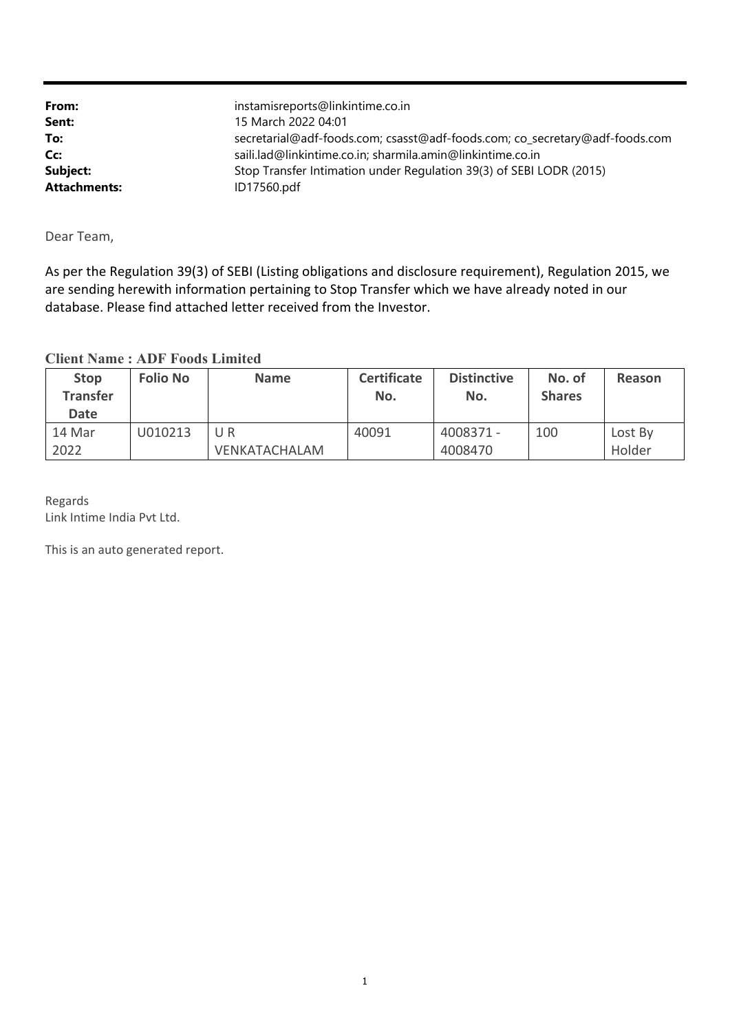**From:** instamisreports@linkintime.co.in
**Sent:** 15 March 2022 04:01
**To:** secretarial@adf-foods.com; csasst@adf-foods.com; co_secretary@adf-foods.com
**Cc:** saili.lad@linkintime.co.in; sharmila.amin@linkintime.co.in
**Subject:** Stop Transfer Intimation under Regulation 39(3) of SEBI LODR (2015)
**Attachments:** ID17560.pdf

Dear Team,

As per the Regulation 39(3) of SEBI (Listing obligations and disclosure requirement), Regulation 2015, we are sending herewith information pertaining to Stop Transfer which we have already noted in our database. Please find attached letter received from the Investor.

**Client Name : ADF Foods Limited**

| Stop Transfer Date | Folio No | Name | Certificate No. | Distinctive No. | No. of Shares | Reason |
|---|---|---|---|---|---|---|
| 14 Mar 2022 | U010213 | U R VENKATACHALAM | 40091 | 4008371 - 4008470 | 100 | Lost By Holder |

Regards
Link Intime India Pvt Ltd.

This is an auto generated report.